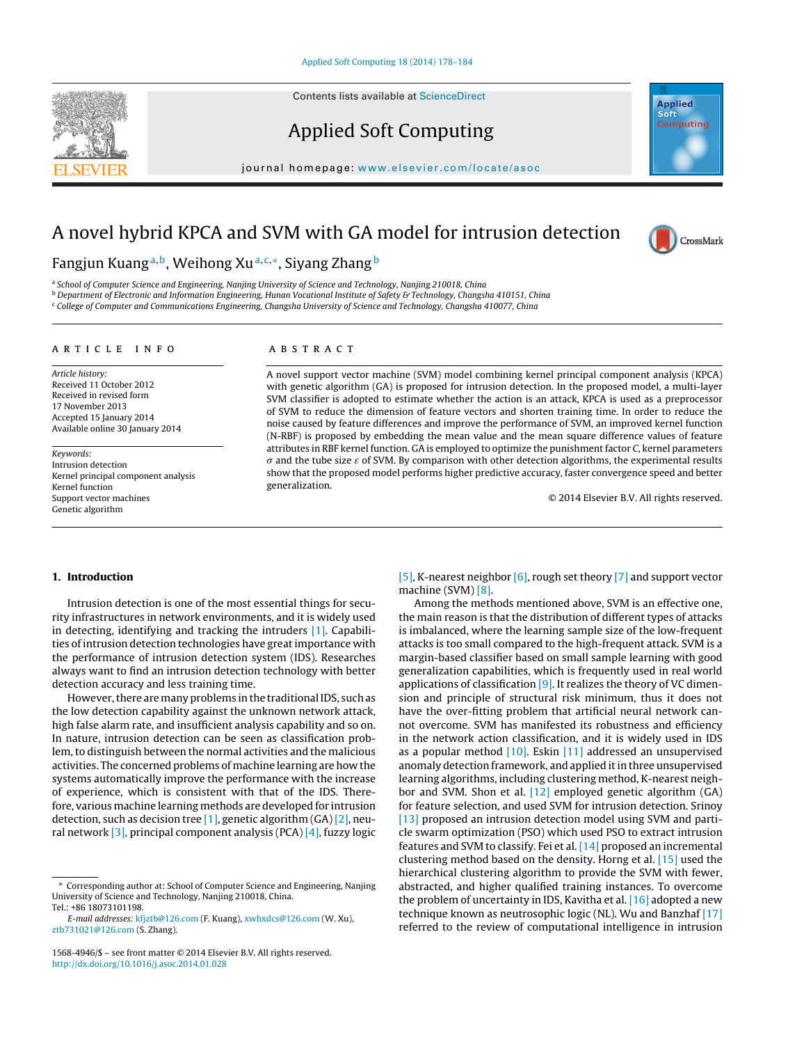# A novel hybrid KPCA and SVM with GA model for intrusion detection

Fangjun Kuang [a,b], Weihong Xu [a,c,*], Siyang Zhang [b]

[a] School of Computer Science and Engineering, Nanjing University of Science and Technology, Nanjing 210018, China
[b] Department of Electronic and Information Engineering, Hunan Vocational Institute of Safety & Technology, Changsha 410151, China
[c] College of Computer and Communications Engineering, Changsha University of Science and Technology, Changsha 410077, China

## ARTICLE INFO

*Article history:*
Received 11 October 2012
Received in revised form
17 November 2013
Accepted 15 January 2014
Available online 30 January 2014

*Keywords:*
Intrusion detection
Kernel principal component analysis
Kernel function
Support vector machines
Genetic algorithm

## ABSTRACT

A novel support vector machine (SVM) model combining kernel principal component analysis (KPCA) with genetic algorithm (GA) is proposed for intrusion detection. In the proposed model, a multi-layer SVM classifier is adopted to estimate whether the action is an attack, KPCA is used as a preprocessor of SVM to reduce the dimension of feature vectors and shorten training time. In order to reduce the noise caused by feature differences and improve the performance of SVM, an improved kernel function (N-RBF) is proposed by embedding the mean value and the mean square difference values of feature attributes in RBF kernel function. GA is employed to optimize the punishment factor $C$, kernel parameters $\sigma$ and the tube size $\varepsilon$ of SVM. By comparison with other detection algorithms, the experimental results show that the proposed model performs higher predictive accuracy, faster convergence speed and better generalization.

© 2014 Elsevier B.V. All rights reserved.

## 1. Introduction

Intrusion detection is one of the most essential things for security infrastructures in network environments, and it is widely used in detecting, identifying and tracking the intruders [1]. Capabilities of intrusion detection technologies have great importance with the performance of intrusion detection system (IDS). Researches always want to find an intrusion detection technology with better detection accuracy and less training time.

However, there are many problems in the traditional IDS, such as the low detection capability against the unknown network attack, high false alarm rate, and insufficient analysis capability and so on. In nature, intrusion detection can be seen as classification problem, to distinguish between the normal activities and the malicious activities. The concerned problems of machine learning are how the systems automatically improve the performance with the increase of experience, which is consistent with that of the IDS. Therefore, various machine learning methods are developed for intrusion detection, such as decision tree [1], genetic algorithm (GA) [2], neural network [3], principal component analysis (PCA) [4], fuzzy logic [5], K-nearest neighbor [6], rough set theory [7] and support vector machine (SVM) [8].

Among the methods mentioned above, SVM is an effective one, the main reason is that the distribution of different types of attacks is imbalanced, where the learning sample size of the low-frequent attacks is too small compared to the high-frequent attack. SVM is a margin-based classifier based on small sample learning with good generalization capabilities, which is frequently used in real world applications of classification [9]. It realizes the theory of VC dimension and principle of structural risk minimum, thus it does not have the over-fitting problem that artificial neural network cannot overcome. SVM has manifested its robustness and efficiency in the network action classification, and it is widely used in IDS as a popular method [10]. Eskin [11] addressed an unsupervised anomaly detection framework, and applied it in three unsupervised learning algorithms, including clustering method, K-nearest neighbor and SVM. Shon et al. [12] employed genetic algorithm (GA) for feature selection, and used SVM for intrusion detection. Srinoy [13] proposed an intrusion detection model using SVM and particle swarm optimization (PSO) which used PSO to extract intrusion features and SVM to classify. Fei et al. [14] proposed an incremental clustering method based on the density. Horng et al. [15] used the hierarchical clustering algorithm to provide the SVM with fewer, abstracted, and higher qualified training instances. To overcome the problem of uncertainty in IDS, Kavitha et al. [16] adopted a new technique known as neutrosophic logic (NL). Wu and Banzhaf [17] referred to the review of computational intelligence in intrusion

* Corresponding author at: School of Computer Science and Engineering, Nanjing University of Science and Technology, Nanjing 210018, China.
Tel.: +86 18073101198.
*E-mail addresses:* kfjztb@126.com (F. Kuang), xwhxdcs@126.com (W. Xu), ztb731021@126.com (S. Zhang).

1568-4946/$ – see front matter © 2014 Elsevier B.V. All rights reserved.
http://dx.doi.org/10.1016/j.asoc.2014.01.028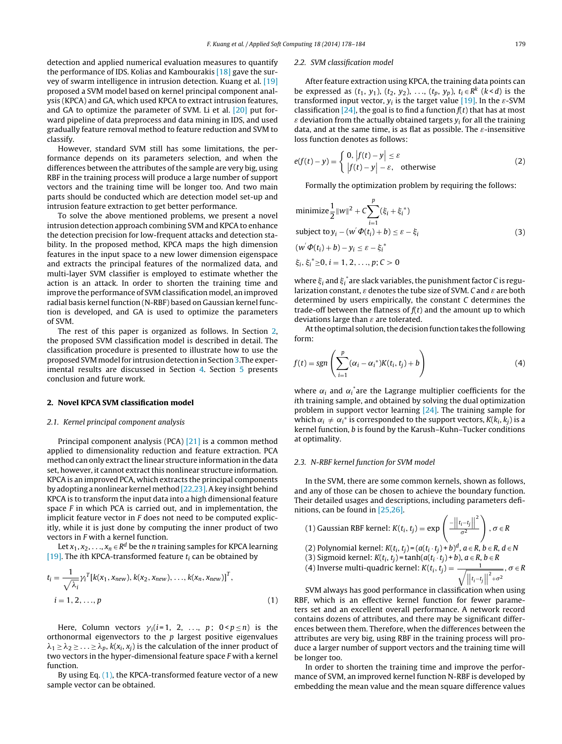detection and applied numerical evaluation measures to quantify the performance of IDS. Kolias and Kambourakis [18] gave the survey of swarm intelligence in intrusion detection. Kuang et al. [19] proposed a SVM model based on kernel principal component analysis (KPCA) and GA, which used KPCA to extract intrusion features, and GA to optimize the parameter of SVM. Li et al. [20] put forward pipeline of data preprocess and data mining in IDS, and used gradually feature removal method to feature reduction and SVM to classify.

However, standard SVM still has some limitations, the performance depends on its parameters selection, and when the differences between the attributes of the sample are very big, using RBF in the training process will produce a large number of support vectors and the training time will be longer too. And two main parts should be conducted which are detection model set-up and intrusion feature extraction to get better performance.

To solve the above mentioned problems, we present a novel intrusion detection approach combining SVM and KPCA to enhance the detection precision for low-frequent attacks and detection stability. In the proposed method, KPCA maps the high dimension features in the input space to a new lower dimension eigenspace and extracts the principal features of the normalized data, and multi-layer SVM classifier is employed to estimate whether the action is an attack. In order to shorten the training time and improve the performance of SVM classification model, an improved radial basis kernel function (N-RBF) based on Gaussian kernel function is developed, and GA is used to optimize the parameters of SVM.

The rest of this paper is organized as follows. In Section 2, the proposed SVM classification model is described in detail. The classification procedure is presented to illustrate how to use the proposed SVM model for intrusion detection in Section 3.The experimental results are discussed in Section 4. Section 5 presents conclusion and future work.

## 2. Novel KPCA SVM classification model

### 2.1. Kernel principal component analysis

Principal component analysis (PCA) [21] is a common method applied to dimensionality reduction and feature extraction. PCA method can only extract the linear structure information in the data set, however, it cannot extract this nonlinear structure information. KPCA is an improved PCA, which extracts the principal components by adopting a nonlinear kernel method [22,23]. A key insight behind KPCA is to transform the input data into a high dimensional feature space $F$ in which PCA is carried out, and in implementation, the implicit feature vector in $F$ does not need to be computed explicitly, while it is just done by computing the inner product of two vectors in $F$ with a kernel function.

Let $x_1, x_2, \ldots, x_n \in R^d$ be the $n$ training samples for KPCA learning [19]. The $i$th KPCA-transformed feature $t_i$ can be obtained by

$$t_i = \frac{1}{\sqrt{\lambda_i}} \gamma_i^T [k(x_1, x_{new}), k(x_2, x_{new}), \ldots, k(x_n, x_{new})]^T, \quad i = 1, 2, \ldots, p \tag{1}$$

Here, Column vectors $\gamma_i (i = 1, 2, \ldots, p;\ 0 < p \leq n)$ is the orthonormal eigenvectors to the $p$ largest positive eigenvalues $\lambda_1 \geq \lambda_2 \geq \ldots \geq \lambda_p$, $k(x_i, x_j)$ is the calculation of the inner product of two vectors in the hyper-dimensional feature space $F$ with a kernel function.

By using Eq. (1), the KPCA-transformed feature vector of a new sample vector can be obtained.

### 2.2. SVM classification model

After feature extraction using KPCA, the training data points can be expressed as $(t_1, y_1), (t_2, y_2), \ldots, (t_p, y_p)$, $t_i \in R^k$ $(k < d)$ is the transformed input vector, $y_i$ is the target value [19]. In the $\varepsilon$-SVM classification [24], the goal is to find a function $f(t)$ that has at most $\varepsilon$ deviation from the actually obtained targets $y_i$ for all the training data, and at the same time, is as flat as possible. The $\varepsilon$-insensitive loss function denotes as follows:

$$e(f(t) - y) = \begin{cases} 0, & \left|f(t) - y\right| \leq \varepsilon \\ \left|f(t) - y\right| - \varepsilon, & \text{otherwise} \end{cases} \tag{2}$$

Formally the optimization problem by requiring the follows:

$$\begin{aligned} & \text{minimize} \frac{1}{2}\|w\|^2 + C\sum_{i=1}^{p}(\xi_i + \xi_i^*) \\ & \text{subject to } y_i - (w' \Phi(t_i) + b) \leq \varepsilon - \xi_i \\ & (w' \Phi(t_i) + b) - y_i \leq \varepsilon - \xi_i^* \\ & \xi_i, \xi_i^* \geq 0,\ i = 1, 2, \ldots, p;\ C > 0 \end{aligned} \tag{3}$$

where $\xi_i$ and $\xi_i^*$ are slack variables, the punishment factor $C$ is regularization constant, $\varepsilon$ denotes the tube size of SVM. $C$ and $\varepsilon$ are both determined by users empirically, the constant $C$ determines the trade-off between the flatness of $f(t)$ and the amount up to which deviations large than $\varepsilon$ are tolerated.

At the optimal solution, the decision function takes the following form:

$$f(t) = sgn\left(\sum_{i=1}^{p}(\alpha_i - \alpha_i^*)K(t_i, t_j) + b\right) \tag{4}$$

where $\alpha_i$ and $\alpha_i^*$ are the Lagrange multiplier coefficients for the $i$th training sample, and obtained by solving the dual optimization problem in support vector learning [24]. The training sample for which $\alpha_i \neq \alpha_i^*$ is corresponded to the support vectors, $K(k_i, k_j)$ is a kernel function, $b$ is found by the Karush–Kuhn–Tucker conditions at optimality.

### 2.3. N-RBF kernel function for SVM model

In the SVM, there are some common kernels, shown as follows, and any of those can be chosen to achieve the boundary function. Their detailed usages and descriptions, including parameters definitions, can be found in [25,26].

(1) Gaussian RBF kernel: $K(t_i, t_j) = \exp\left(\frac{-\left\|t_i - t_j\right\|^2}{\sigma^2}\right)$, $\sigma \in R$

(2) Polynomial kernel: $K(t_i, t_j) = (a(t_i \cdot t_j) + b)^d$, $a \in R$, $b \in R$, $d \in N$

(3) Sigmoid kernel: $K(t_i, t_j) = \tanh(a(t_i \cdot t_j) + b)$, $a \in R$, $b \in R$

(4) Inverse multi-quadric kernel: $K(t_i, t_j) = \frac{1}{\sqrt{\left\|t_i - t_j\right\|^2 + \sigma^2}}$, $\sigma \in R$

SVM always has good performance in classification when using RBF, which is an effective kernel function for fewer parameters set and an excellent overall performance. A network record contains dozens of attributes, and there may be significant differences between them. Therefore, when the differences between the attributes are very big, using RBF in the training process will produce a larger number of support vectors and the training time will be longer too.

In order to shorten the training time and improve the performance of SVM, an improved kernel function N-RBF is developed by embedding the mean value and the mean square difference values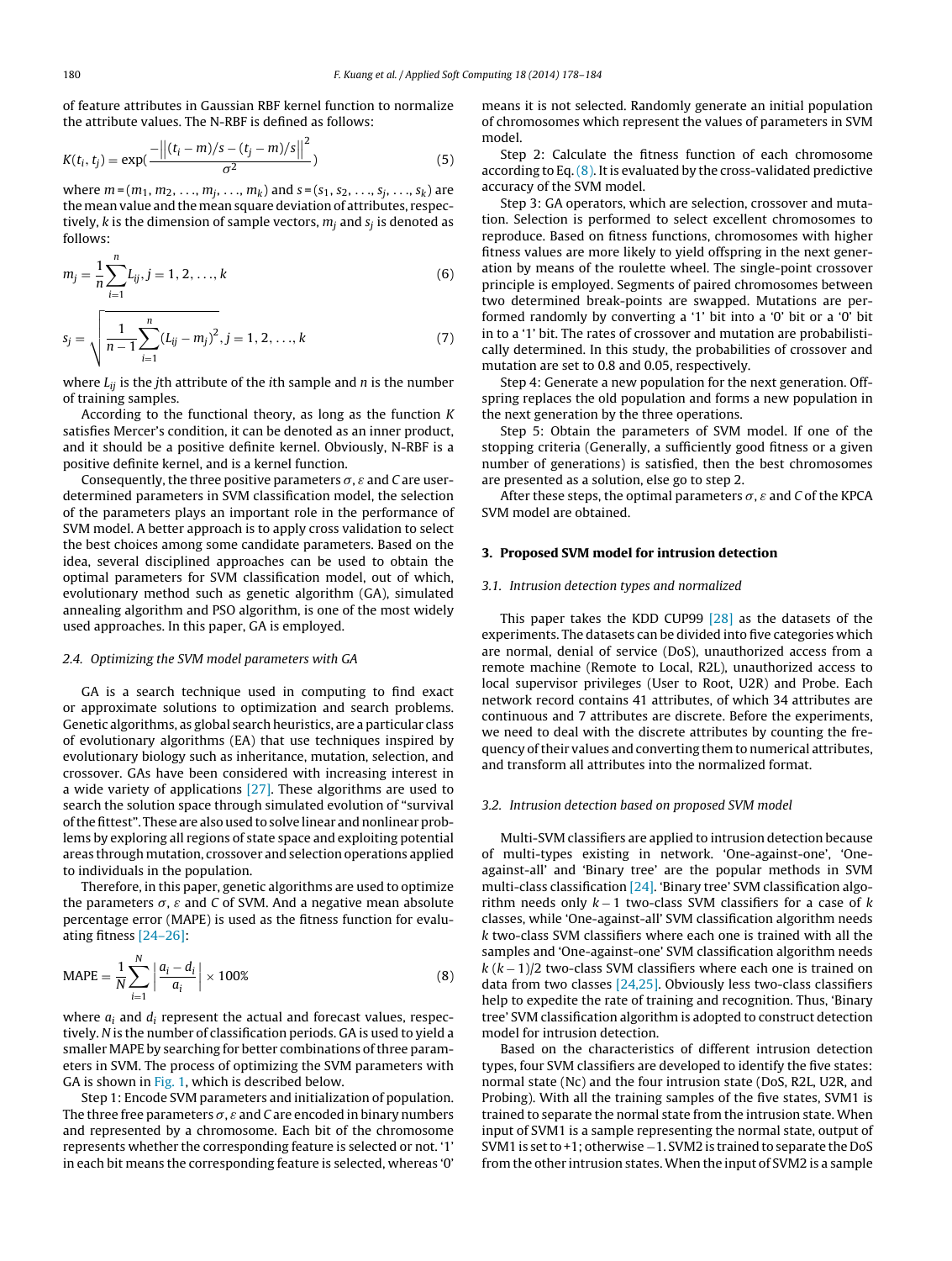of feature attributes in Gaussian RBF kernel function to normalize the attribute values. The N-RBF is defined as follows:

$$K(t_i, t_j) = \exp\left(\frac{-\left\|(t_i - m)/s - (t_j - m)/s\right\|^2}{\sigma^2}\right) \tag{5}$$

where $m = (m_1, m_2, \ldots, m_j, \ldots, m_k)$ and $s = (s_1, s_2, \ldots, s_j, \ldots, s_k)$ are the mean value and the mean square deviation of attributes, respectively, $k$ is the dimension of sample vectors, $m_j$ and $s_j$ is denoted as follows:

$$m_j = \frac{1}{n}\sum_{i=1}^{n} L_{ij}, j = 1, 2, \ldots, k \tag{6}$$

$$s_j = \sqrt{\frac{1}{n-1}\sum_{i=1}^{n}(L_{ij} - m_j)^2}, j = 1, 2, \ldots, k \tag{7}$$

where $L_{ij}$ is the $j$th attribute of the $i$th sample and $n$ is the number of training samples.

According to the functional theory, as long as the function $K$ satisfies Mercer's condition, it can be denoted as an inner product, and it should be a positive definite kernel. Obviously, N-RBF is a positive definite kernel, and is a kernel function.

Consequently, the three positive parameters $\sigma$, $\varepsilon$ and $C$ are user-determined parameters in SVM classification model, the selection of the parameters plays an important role in the performance of SVM model. A better approach is to apply cross validation to select the best choices among some candidate parameters. Based on the idea, several disciplined approaches can be used to obtain the optimal parameters for SVM classification model, out of which, evolutionary method such as genetic algorithm (GA), simulated annealing algorithm and PSO algorithm, is one of the most widely used approaches. In this paper, GA is employed.

### 2.4. Optimizing the SVM model parameters with GA

GA is a search technique used in computing to find exact or approximate solutions to optimization and search problems. Genetic algorithms, as global search heuristics, are a particular class of evolutionary algorithms (EA) that use techniques inspired by evolutionary biology such as inheritance, mutation, selection, and crossover. GAs have been considered with increasing interest in a wide variety of applications [27]. These algorithms are used to search the solution space through simulated evolution of "survival of the fittest". These are also used to solve linear and nonlinear problems by exploring all regions of state space and exploiting potential areas through mutation, crossover and selection operations applied to individuals in the population.

Therefore, in this paper, genetic algorithms are used to optimize the parameters $\sigma$, $\varepsilon$ and $C$ of SVM. And a negative mean absolute percentage error (MAPE) is used as the fitness function for evaluating fitness [24–26]:

$$\text{MAPE} = \frac{1}{N}\sum_{i=1}^{N}\left|\frac{a_i - d_i}{a_i}\right| \times 100\% \tag{8}$$

where $a_i$ and $d_i$ represent the actual and forecast values, respectively. $N$ is the number of classification periods. GA is used to yield a smaller MAPE by searching for better combinations of three parameters in SVM. The process of optimizing the SVM parameters with GA is shown in Fig. 1, which is described below.

Step 1: Encode SVM parameters and initialization of population. The three free parameters $\sigma$, $\varepsilon$ and $C$ are encoded in binary numbers and represented by a chromosome. Each bit of the chromosome represents whether the corresponding feature is selected or not. '1' in each bit means the corresponding feature is selected, whereas '0' means it is not selected. Randomly generate an initial population of chromosomes which represent the values of parameters in SVM model.

Step 2: Calculate the fitness function of each chromosome according to Eq. (8). It is evaluated by the cross-validated predictive accuracy of the SVM model.

Step 3: GA operators, which are selection, crossover and mutation. Selection is performed to select excellent chromosomes to reproduce. Based on fitness functions, chromosomes with higher fitness values are more likely to yield offspring in the next generation by means of the roulette wheel. The single-point crossover principle is employed. Segments of paired chromosomes between two determined break-points are swapped. Mutations are performed randomly by converting a '1' bit into a '0' bit or a '0' bit in to a '1' bit. The rates of crossover and mutation are probabilistically determined. In this study, the probabilities of crossover and mutation are set to 0.8 and 0.05, respectively.

Step 4: Generate a new population for the next generation. Offspring replaces the old population and forms a new population in the next generation by the three operations.

Step 5: Obtain the parameters of SVM model. If one of the stopping criteria (Generally, a sufficiently good fitness or a given number of generations) is satisfied, then the best chromosomes are presented as a solution, else go to step 2.

After these steps, the optimal parameters $\sigma$, $\varepsilon$ and $C$ of the KPCA SVM model are obtained.

## 3. Proposed SVM model for intrusion detection

### 3.1. Intrusion detection types and normalized

This paper takes the KDD CUP99 [28] as the datasets of the experiments. The datasets can be divided into five categories which are normal, denial of service (DoS), unauthorized access from a remote machine (Remote to Local, R2L), unauthorized access to local supervisor privileges (User to Root, U2R) and Probe. Each network record contains 41 attributes, of which 34 attributes are continuous and 7 attributes are discrete. Before the experiments, we need to deal with the discrete attributes by counting the frequency of their values and converting them to numerical attributes, and transform all attributes into the normalized format.

### 3.2. Intrusion detection based on proposed SVM model

Multi-SVM classifiers are applied to intrusion detection because of multi-types existing in network. 'One-against-one', 'One-against-all' and 'Binary tree' are the popular methods in SVM multi-class classification [24]. 'Binary tree' SVM classification algorithm needs only $k-1$ two-class SVM classifiers for a case of $k$ classes, while 'One-against-all' SVM classification algorithm needs $k$ two-class SVM classifiers where each one is trained with all the samples and 'One-against-one' SVM classification algorithm needs $k(k-1)/2$ two-class SVM classifiers where each one is trained on data from two classes [24,25]. Obviously less two-class classifiers help to expedite the rate of training and recognition. Thus, 'Binary tree' SVM classification algorithm is adopted to construct detection model for intrusion detection.

Based on the characteristics of different intrusion detection types, four SVM classifiers are developed to identify the five states: normal state (Nc) and the four intrusion state (DoS, R2L, U2R, and Probing). With all the training samples of the five states, SVM1 is trained to separate the normal state from the intrusion state. When input of SVM1 is a sample representing the normal state, output of SVM1 is set to +1; otherwise −1. SVM2 is trained to separate the DoS from the other intrusion states. When the input of SVM2 is a sample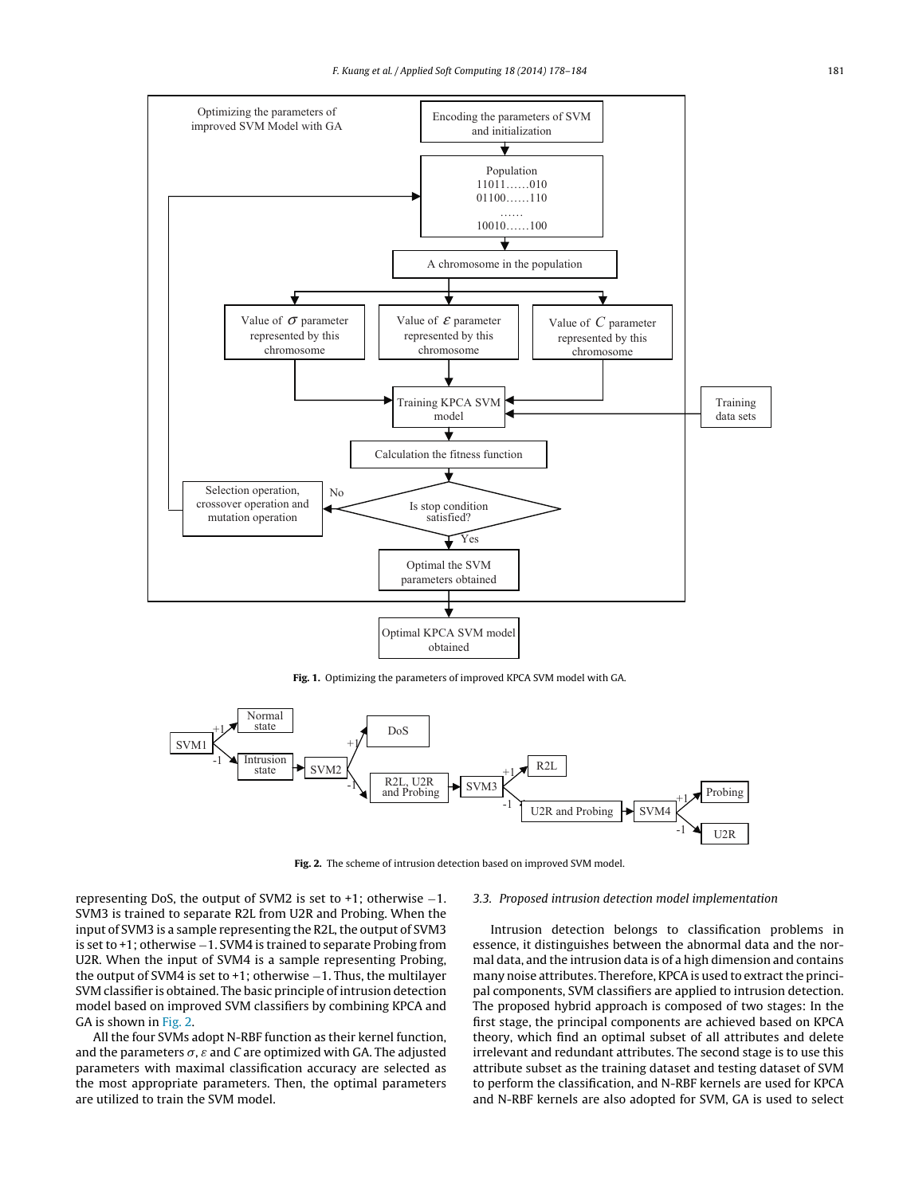Optimizing the parameters of improved SVM Model with GA

Encoding the parameters of SVM and initialization

Population
11011……010
01100……110
……
10010……100

A chromosome in the population

Value of $\sigma$ parameter represented by this chromosome

Value of $\varepsilon$ parameter represented by this chromosome

Value of $C$ parameter represented by this chromosome

Training KPCA SVM model

Training data sets

Calculation the fitness function

Is stop condition satisfied?

No

Yes

Selection operation, crossover operation and mutation operation

Optimal the SVM parameters obtained

Optimal KPCA SVM model obtained

**Fig. 1.** Optimizing the parameters of improved KPCA SVM model with GA.

SVM1

+1

Normal state

-1

Intrusion state

SVM2

+1

DoS

-1

R2L, U2R and Probing

SVM3

+1

R2L

-1

U2R and Probing

SVM4

+1

Probing

-1

U2R

**Fig. 2.** The scheme of intrusion detection based on improved SVM model.

representing DoS, the output of SVM2 is set to +1; otherwise −1. SVM3 is trained to separate R2L from U2R and Probing. When the input of SVM3 is a sample representing the R2L, the output of SVM3 is set to +1; otherwise −1. SVM4 is trained to separate Probing from U2R. When the input of SVM4 is a sample representing Probing, the output of SVM4 is set to +1; otherwise −1. Thus, the multilayer SVM classifier is obtained. The basic principle of intrusion detection model based on improved SVM classifiers by combining KPCA and GA is shown in Fig. 2.

All the four SVMs adopt N-RBF function as their kernel function, and the parameters $\sigma$, $\varepsilon$ and $C$ are optimized with GA. The adjusted parameters with maximal classification accuracy are selected as the most appropriate parameters. Then, the optimal parameters are utilized to train the SVM model.

### 3.3. Proposed intrusion detection model implementation

Intrusion detection belongs to classification problems in essence, it distinguishes between the abnormal data and the normal data, and the intrusion data is of a high dimension and contains many noise attributes. Therefore, KPCA is used to extract the principal components, SVM classifiers are applied to intrusion detection. The proposed hybrid approach is composed of two stages: In the first stage, the principal components are achieved based on KPCA theory, which find an optimal subset of all attributes and delete irrelevant and redundant attributes. The second stage is to use this attribute subset as the training dataset and testing dataset of SVM to perform the classification, and N-RBF kernels are used for KPCA and N-RBF kernels are also adopted for SVM, GA is used to select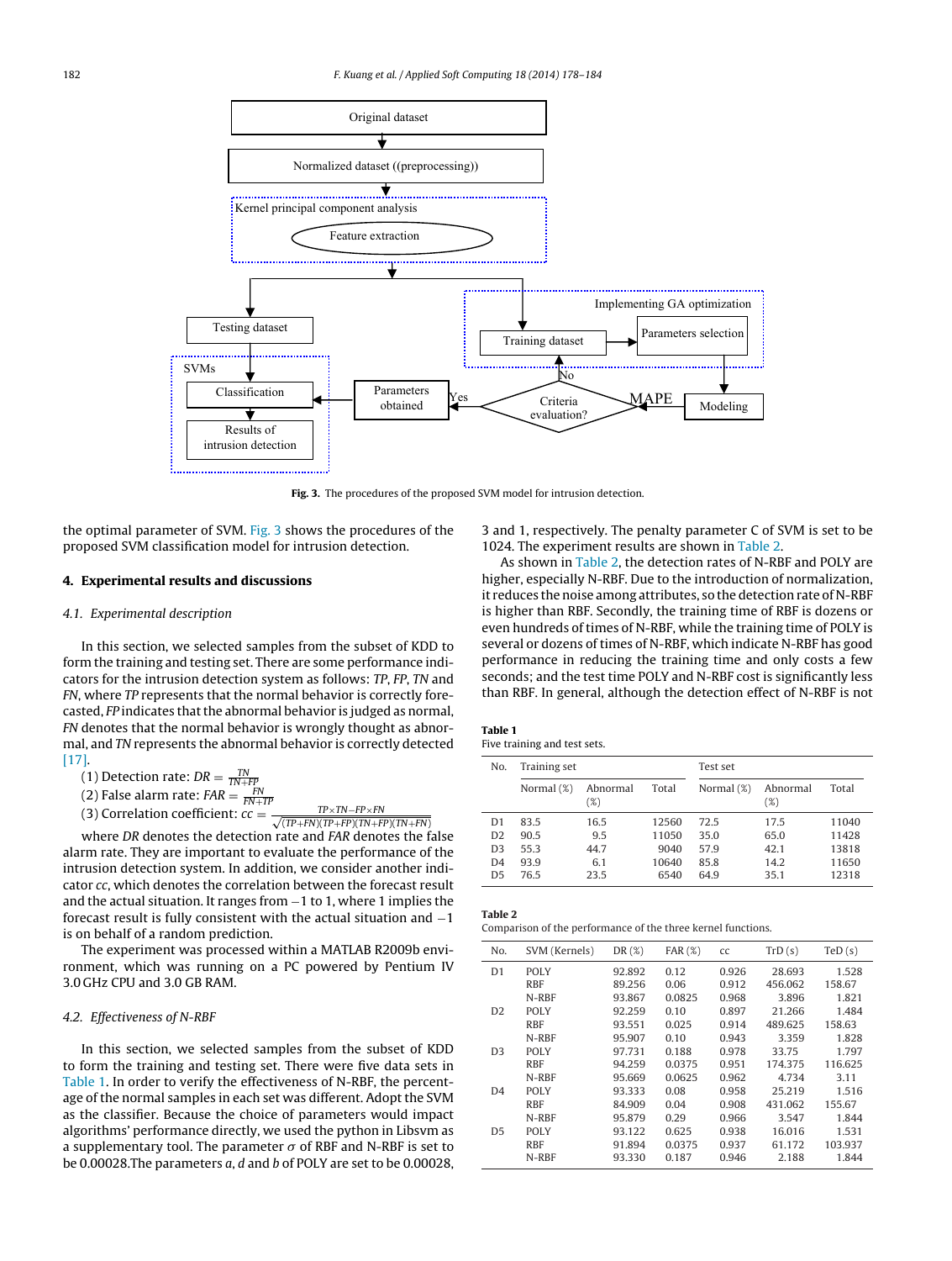Original dataset
Normalized dataset ((preprocessing))
Kernel principal component analysis
Feature extraction
Implementing GA optimization
Testing dataset
Training dataset
Parameters selection
SVMs
Classification
Parameters obtained
Yes
No
Criteria evaluation?
MAPE
Modeling
Results of intrusion detection

**Fig. 3.** The procedures of the proposed SVM model for intrusion detection.

the optimal parameter of SVM. Fig. 3 shows the procedures of the proposed SVM classification model for intrusion detection.

## 4. Experimental results and discussions

### 4.1. Experimental description

In this section, we selected samples from the subset of KDD to form the training and testing set. There are some performance indicators for the intrusion detection system as follows: *TP*, *FP*, *TN* and *FN*, where *TP* represents that the normal behavior is correctly forecasted, *FP* indicates that the abnormal behavior is judged as normal, *FN* denotes that the normal behavior is wrongly thought as abnormal, and *TN* represents the abnormal behavior is correctly detected [17].

(1) Detection rate: $DR = \frac{TN}{TN+FP}$

(2) False alarm rate: $FAR = \frac{FN}{FN+TP}$

(3) Correlation coefficient: $cc = \frac{TP \times TN - FP \times FN}{\sqrt{(TP+FN)(TP+FP)(TN+FP)(TN+FN)}}$

where *DR* denotes the detection rate and *FAR* denotes the false alarm rate. They are important to evaluate the performance of the intrusion detection system. In addition, we consider another indicator *cc*, which denotes the correlation between the forecast result and the actual situation. It ranges from −1 to 1, where 1 implies the forecast result is fully consistent with the actual situation and −1 is on behalf of a random prediction.

The experiment was processed within a MATLAB R2009b environment, which was running on a PC powered by Pentium IV 3.0 GHz CPU and 3.0 GB RAM.

### 4.2. Effectiveness of N-RBF

In this section, we selected samples from the subset of KDD to form the training and testing set. There were five data sets in Table 1. In order to verify the effectiveness of N-RBF, the percentage of the normal samples in each set was different. Adopt the SVM as the classifier. Because the choice of parameters would impact algorithms' performance directly, we used the python in Libsvm as a supplementary tool. The parameter $\sigma$ of RBF and N-RBF is set to be 0.00028.The parameters *a*, *d* and *b* of POLY are set to be 0.00028, 3 and 1, respectively. The penalty parameter C of SVM is set to be 1024. The experiment results are shown in Table 2.

As shown in Table 2, the detection rates of N-RBF and POLY are higher, especially N-RBF. Due to the introduction of normalization, it reduces the noise among attributes, so the detection rate of N-RBF is higher than RBF. Secondly, the training time of RBF is dozens or even hundreds of times of N-RBF, while the training time of POLY is several or dozens of times of N-RBF, which indicate N-RBF has good performance in reducing the training time and only costs a few seconds; and the test time POLY and N-RBF cost is significantly less than RBF. In general, although the detection effect of N-RBF is not

**Table 1**
Five training and test sets.

| No. | Training set | | | Test set | | |
|---|---|---|---|---|---|---|
| | Normal (%) | Abnormal (%) | Total | Normal (%) | Abnormal (%) | Total |
| D1 | 83.5 | 16.5 | 12560 | 72.5 | 17.5 | 11040 |
| D2 | 90.5 | 9.5 | 11050 | 35.0 | 65.0 | 11428 |
| D3 | 55.3 | 44.7 | 9040 | 57.9 | 42.1 | 13818 |
| D4 | 93.9 | 6.1 | 10640 | 85.8 | 14.2 | 11650 |
| D5 | 76.5 | 23.5 | 6540 | 64.9 | 35.1 | 12318 |

**Table 2**
Comparison of the performance of the three kernel functions.

| No. | SVM (Kernels) | DR (%) | FAR (%) | cc | TrD (s) | TeD (s) |
|---|---|---|---|---|---|---|
| D1 | POLY | 92.892 | 0.12 | 0.926 | 28.693 | 1.528 |
| | RBF | 89.256 | 0.06 | 0.912 | 456.062 | 158.67 |
| | N-RBF | 93.867 | 0.0825 | 0.968 | 3.896 | 1.821 |
| D2 | POLY | 92.259 | 0.10 | 0.897 | 21.266 | 1.484 |
| | RBF | 93.551 | 0.025 | 0.914 | 489.625 | 158.63 |
| | N-RBF | 95.907 | 0.10 | 0.943 | 3.359 | 1.828 |
| D3 | POLY | 97.731 | 0.188 | 0.978 | 33.75 | 1.797 |
| | RBF | 94.259 | 0.0375 | 0.951 | 174.375 | 116.625 |
| | N-RBF | 95.669 | 0.0625 | 0.962 | 4.734 | 3.11 |
| D4 | POLY | 93.333 | 0.08 | 0.958 | 25.219 | 1.516 |
| | RBF | 84.909 | 0.04 | 0.908 | 431.062 | 155.67 |
| | N-RBF | 95.879 | 0.29 | 0.966 | 3.547 | 1.844 |
| D5 | POLY | 93.122 | 0.625 | 0.938 | 16.016 | 1.531 |
| | RBF | 91.894 | 0.0375 | 0.937 | 61.172 | 103.937 |
| | N-RBF | 93.330 | 0.187 | 0.946 | 2.188 | 1.844 |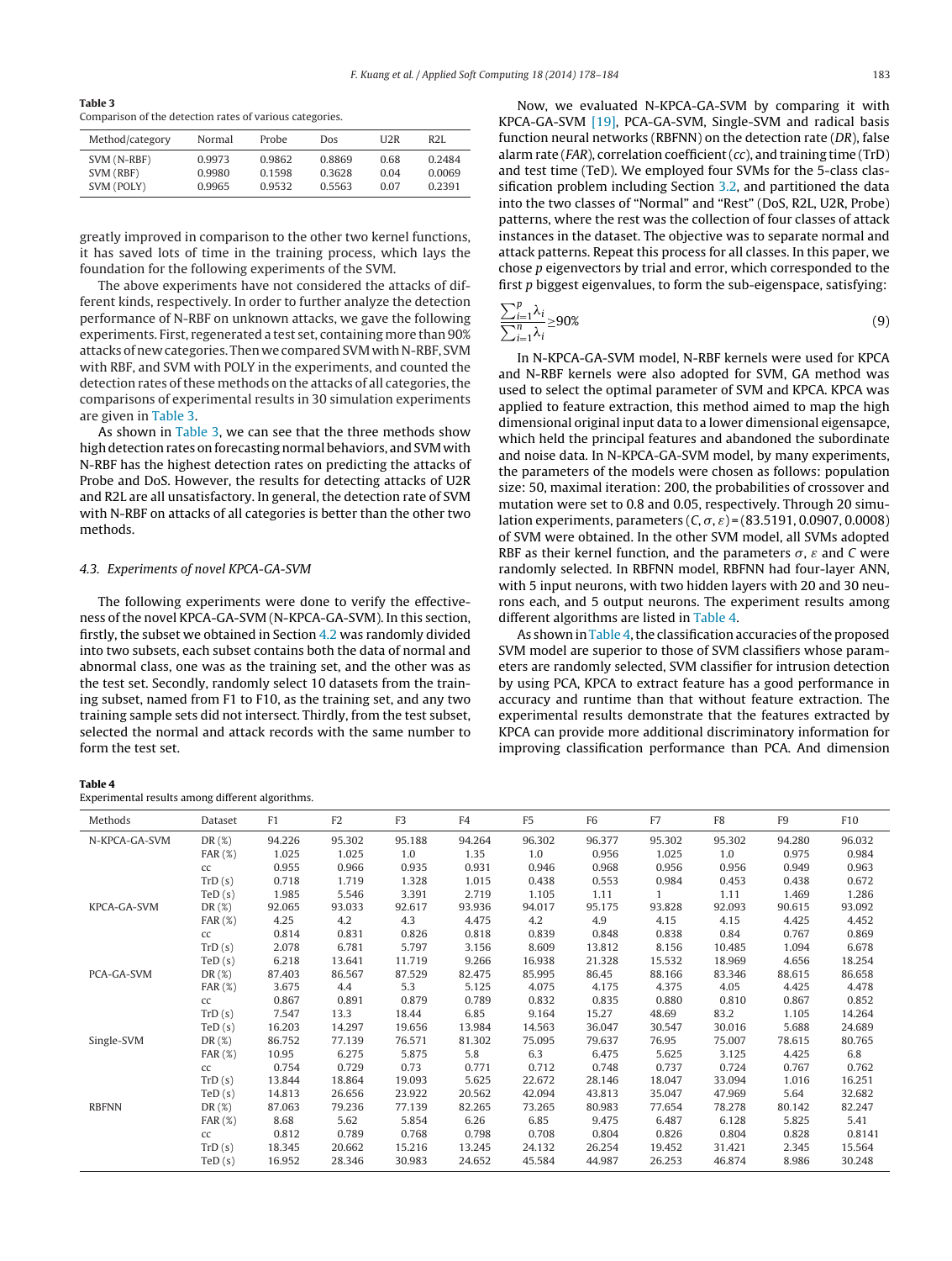**Table 3**
Comparison of the detection rates of various categories.

| Method/category | Normal | Probe | Dos | U2R | R2L |
|---|---|---|---|---|---|
| SVM (N-RBF) | 0.9973 | 0.9862 | 0.8869 | 0.68 | 0.2484 |
| SVM (RBF) | 0.9980 | 0.1598 | 0.3628 | 0.04 | 0.0069 |
| SVM (POLY) | 0.9965 | 0.9532 | 0.5563 | 0.07 | 0.2391 |

greatly improved in comparison to the other two kernel functions, it has saved lots of time in the training process, which lays the foundation for the following experiments of the SVM.

The above experiments have not considered the attacks of different kinds, respectively. In order to further analyze the detection performance of N-RBF on unknown attacks, we gave the following experiments. First, regenerated a test set, containing more than 90% attacks of new categories. Then we compared SVM with N-RBF, SVM with RBF, and SVM with POLY in the experiments, and counted the detection rates of these methods on the attacks of all categories, the comparisons of experimental results in 30 simulation experiments are given in Table 3.

As shown in Table 3, we can see that the three methods show high detection rates on forecasting normal behaviors, and SVM with N-RBF has the highest detection rates on predicting the attacks of Probe and DoS. However, the results for detecting attacks of U2R and R2L are all unsatisfactory. In general, the detection rate of SVM with N-RBF on attacks of all categories is better than the other two methods.

### 4.3. Experiments of novel KPCA-GA-SVM

The following experiments were done to verify the effectiveness of the novel KPCA-GA-SVM (N-KPCA-GA-SVM). In this section, firstly, the subset we obtained in Section 4.2 was randomly divided into two subsets, each subset contains both the data of normal and abnormal class, one was as the training set, and the other was as the test set. Secondly, randomly select 10 datasets from the training subset, named from F1 to F10, as the training set, and any two training sample sets did not intersect. Thirdly, from the test subset, selected the normal and attack records with the same number to form the test set.

Now, we evaluated N-KPCA-GA-SVM by comparing it with KPCA-GA-SVM [19], PCA-GA-SVM, Single-SVM and radical basis function neural networks (RBFNN) on the detection rate (*DR*), false alarm rate (*FAR*), correlation coefficient (*cc*), and training time (TrD) and test time (TeD). We employed four SVMs for the 5-class classification problem including Section 3.2, and partitioned the data into the two classes of "Normal" and "Rest" (DoS, R2L, U2R, Probe) patterns, where the rest was the collection of four classes of attack instances in the dataset. The objective was to separate normal and attack patterns. Repeat this process for all classes. In this paper, we chose $p$ eigenvectors by trial and error, which corresponded to the first $p$ biggest eigenvalues, to form the sub-eigenspace, satisfying:

$$\frac{\sum_{i=1}^{p}\lambda_i}{\sum_{i=1}^{n}\lambda_i} \geq 90\% \tag{9}$$

In N-KPCA-GA-SVM model, N-RBF kernels were used for KPCA and N-RBF kernels were also adopted for SVM, GA method was used to select the optimal parameter of SVM and KPCA. KPCA was applied to feature extraction, this method aimed to map the high dimensional original input data to a lower dimensional eigensapce, which held the principal features and abandoned the subordinate and noise data. In N-KPCA-GA-SVM model, by many experiments, the parameters of the models were chosen as follows: population size: 50, maximal iteration: 200, the probabilities of crossover and mutation were set to 0.8 and 0.05, respectively. Through 20 simulation experiments, parameters $(C, \sigma, \varepsilon) = (83.5191, 0.0907, 0.0008)$ of SVM were obtained. In the other SVM model, all SVMs adopted RBF as their kernel function, and the parameters $\sigma$, $\varepsilon$ and $C$ were randomly selected. In RBFNN model, RBFNN had four-layer ANN, with 5 input neurons, with two hidden layers with 20 and 30 neurons each, and 5 output neurons. The experiment results among different algorithms are listed in Table 4.

As shown in Table 4, the classification accuracies of the proposed SVM model are superior to those of SVM classifiers whose parameters are randomly selected, SVM classifier for intrusion detection by using PCA, KPCA to extract feature has a good performance in accuracy and runtime than that without feature extraction. The experimental results demonstrate that the features extracted by KPCA can provide more additional discriminatory information for improving classification performance than PCA. And dimension

**Table 4**
Experimental results among different algorithms.

| Methods | Dataset | F1 | F2 | F3 | F4 | F5 | F6 | F7 | F8 | F9 | F10 |
|---|---|---|---|---|---|---|---|---|---|---|---|
| N-KPCA-GA-SVM | DR (%) | 94.226 | 95.302 | 95.188 | 94.264 | 96.302 | 96.377 | 95.302 | 95.302 | 94.280 | 96.032 |
| | FAR (%) | 1.025 | 1.025 | 1.0 | 1.35 | 1.0 | 0.956 | 1.025 | 1.0 | 0.975 | 0.984 |
| | cc | 0.955 | 0.966 | 0.935 | 0.931 | 0.946 | 0.968 | 0.956 | 0.956 | 0.949 | 0.963 |
| | TrD (s) | 0.718 | 1.719 | 1.328 | 1.015 | 0.438 | 0.553 | 0.984 | 0.453 | 0.438 | 0.672 |
| | TeD (s) | 1.985 | 5.546 | 3.391 | 2.719 | 1.105 | 1.11 | 1 | 1.11 | 1.469 | 1.286 |
| KPCA-GA-SVM | DR (%) | 92.065 | 93.033 | 92.617 | 93.936 | 94.017 | 95.175 | 93.828 | 92.093 | 90.615 | 93.092 |
| | FAR (%) | 4.25 | 4.2 | 4.3 | 4.475 | 4.2 | 4.9 | 4.15 | 4.15 | 4.425 | 4.452 |
| | cc | 0.814 | 0.831 | 0.826 | 0.818 | 0.839 | 0.848 | 0.838 | 0.84 | 0.767 | 0.869 |
| | TrD (s) | 2.078 | 6.781 | 5.797 | 3.156 | 8.609 | 13.812 | 8.156 | 10.485 | 1.094 | 6.678 |
| | TeD (s) | 6.218 | 13.641 | 11.719 | 9.266 | 16.938 | 21.328 | 15.532 | 18.969 | 4.656 | 18.254 |
| PCA-GA-SVM | DR (%) | 87.403 | 86.567 | 87.529 | 82.475 | 85.995 | 86.45 | 88.166 | 83.346 | 88.615 | 86.658 |
| | FAR (%) | 3.675 | 4.4 | 5.3 | 5.125 | 4.075 | 4.175 | 4.375 | 4.05 | 4.425 | 4.478 |
| | cc | 0.867 | 0.891 | 0.879 | 0.789 | 0.832 | 0.835 | 0.880 | 0.810 | 0.867 | 0.852 |
| | TrD (s) | 7.547 | 13.3 | 18.44 | 6.85 | 9.164 | 15.27 | 48.69 | 83.2 | 1.105 | 14.264 |
| | TeD (s) | 16.203 | 14.297 | 19.656 | 13.984 | 14.563 | 36.047 | 30.547 | 30.016 | 5.688 | 24.689 |
| Single-SVM | DR (%) | 86.752 | 77.139 | 76.571 | 81.302 | 75.095 | 79.637 | 76.95 | 75.007 | 78.615 | 80.765 |
| | FAR (%) | 10.95 | 6.275 | 5.875 | 5.8 | 6.3 | 6.475 | 5.625 | 3.125 | 4.425 | 6.8 |
| | cc | 0.754 | 0.729 | 0.73 | 0.771 | 0.712 | 0.748 | 0.737 | 0.724 | 0.767 | 0.762 |
| | TrD (s) | 13.844 | 18.864 | 19.093 | 5.625 | 22.672 | 28.146 | 18.047 | 33.094 | 1.016 | 16.251 |
| | TeD (s) | 14.813 | 26.656 | 23.922 | 20.562 | 42.094 | 43.813 | 35.047 | 47.969 | 5.64 | 32.682 |
| RBFNN | DR (%) | 87.063 | 79.236 | 77.139 | 82.265 | 73.265 | 80.983 | 77.654 | 78.278 | 80.142 | 82.247 |
| | FAR (%) | 8.68 | 5.62 | 5.854 | 6.26 | 6.85 | 9.475 | 6.487 | 6.128 | 5.825 | 5.41 |
| | cc | 0.812 | 0.789 | 0.768 | 0.798 | 0.708 | 0.804 | 0.826 | 0.804 | 0.828 | 0.8141 |
| | TrD (s) | 18.345 | 20.662 | 15.216 | 13.245 | 24.132 | 26.254 | 19.452 | 31.421 | 2.345 | 15.564 |
| | TeD (s) | 16.952 | 28.346 | 30.983 | 24.652 | 45.584 | 44.987 | 26.253 | 46.874 | 8.986 | 30.248 |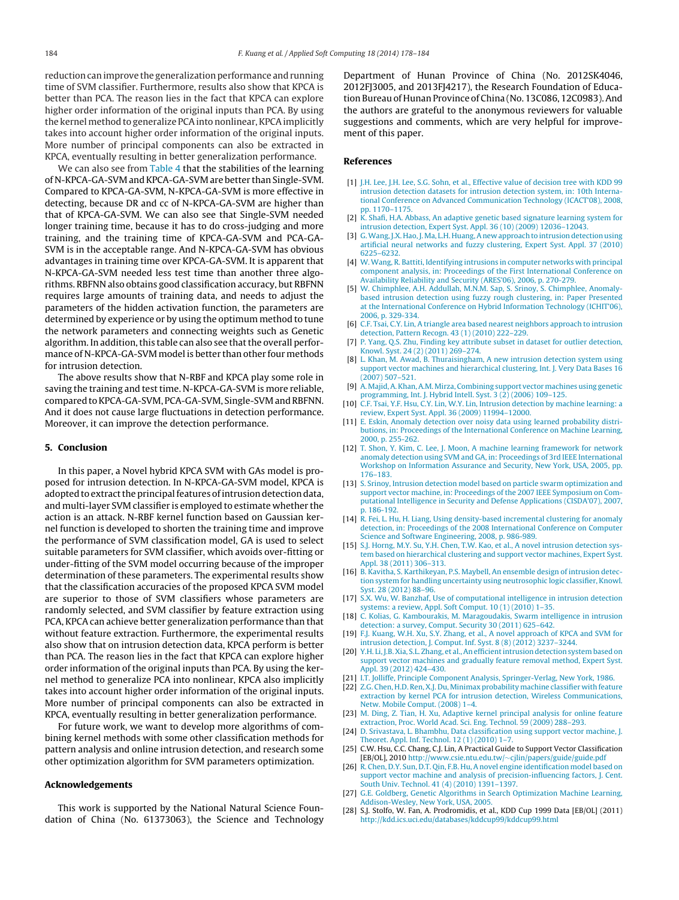reduction can improve the generalization performance and running time of SVM classifier. Furthermore, results also show that KPCA is better than PCA. The reason lies in the fact that KPCA can explore higher order information of the original inputs than PCA. By using the kernel method to generalize PCA into nonlinear, KPCA implicitly takes into account higher order information of the original inputs. More number of principal components can also be extracted in KPCA, eventually resulting in better generalization performance.

We can also see from Table 4 that the stabilities of the learning of N-KPCA-GA-SVM and KPCA-GA-SVM are better than Single-SVM. Compared to KPCA-GA-SVM, N-KPCA-GA-SVM is more effective in detecting, because DR and cc of N-KPCA-GA-SVM are higher than that of KPCA-GA-SVM. We can also see that Single-SVM needed longer training time, because it has to do cross-judging and more training, and the training time of KPCA-GA-SVM and PCA-GA-SVM is in the acceptable range. And N-KPCA-GA-SVM has obvious advantages in training time over KPCA-GA-SVM. It is apparent that N-KPCA-GA-SVM needed less test time than another three algorithms. RBFNN also obtains good classification accuracy, but RBFNN requires large amounts of training data, and needs to adjust the parameters of the hidden activation function, the parameters are determined by experience or by using the optimum method to tune the network parameters and connecting weights such as Genetic algorithm. In addition, this table can also see that the overall performance of N-KPCA-GA-SVM model is better than other four methods for intrusion detection.

The above results show that N-RBF and KPCA play some role in saving the training and test time. N-KPCA-GA-SVM is more reliable, compared to KPCA-GA-SVM, PCA-GA-SVM, Single-SVM and RBFNN. And it does not cause large fluctuations in detection performance. Moreover, it can improve the detection performance.

## 5. Conclusion

In this paper, a Novel hybrid KPCA SVM with GAs model is proposed for intrusion detection. In N-KPCA-GA-SVM model, KPCA is adopted to extract the principal features of intrusion detection data, and multi-layer SVM classifier is employed to estimate whether the action is an attack. N-RBF kernel function based on Gaussian kernel function is developed to shorten the training time and improve the performance of SVM classification model, GA is used to select suitable parameters for SVM classifier, which avoids over-fitting or under-fitting of the SVM model occurring because of the improper determination of these parameters. The experimental results show that the classification accuracies of the proposed KPCA SVM model are superior to those of SVM classifiers whose parameters are randomly selected, and SVM classifier by feature extraction using PCA, KPCA can achieve better generalization performance than that without feature extraction. Furthermore, the experimental results also show that on intrusion detection data, KPCA perform is better than PCA. The reason lies in the fact that KPCA can explore higher order information of the original inputs than PCA. By using the kernel method to generalize PCA into nonlinear, KPCA also implicitly takes into account higher order information of the original inputs. More number of principal components can also be extracted in KPCA, eventually resulting in better generalization performance.

For future work, we want to develop more algorithms of combining kernel methods with some other classification methods for pattern analysis and online intrusion detection, and research some other optimization algorithm for SVM parameters optimization.

## Acknowledgements

This work is supported by the National Natural Science Foundation of China (No. 61373063), the Science and Technology Department of Hunan Province of China (No. 2012SK4046, 2012FJ3005, and 2013FJ4217), the Research Foundation of Education Bureau of Hunan Province of China (No. 13C086, 12C0983). And the authors are grateful to the anonymous reviewers for valuable suggestions and comments, which are very helpful for improvement of this paper.

## References

[1] J.H. Lee, J.H. Lee, S.G. Sohn, et al., Effective value of decision tree with KDD 99 intrusion detection datasets for intrusion detection system, in: 10th International Conference on Advanced Communication Technology (ICACT'08), 2008, pp. 1170–1175.

[2] K. Shafi, H.A. Abbass, An adaptive genetic based signature learning system for intrusion detection, Expert Syst. Appl. 36 (10) (2009) 12036–12043.

[3] G. Wang, J.X. Hao, J. Ma, L.H. Huang, A new approach to intrusion detection using artificial neural networks and fuzzy clustering, Expert Syst. Appl. 37 (2010) 6225–6232.

[4] W. Wang, R. Battiti, Identifying intrusions in computer networks with principal component analysis, in: Proceedings of the First International Conference on Availability Reliability and Security (ARES'06), 2006, p. 270-279.

[5] W. Chimphlee, A.H. Addullah, M.N.M. Sap, S. Srinoy, S. Chimphlee, Anomaly-based intrusion detection using fuzzy rough clustering, in: Paper Presented at the International Conference on Hybrid Information Technology (ICHIT'06), 2006, p. 329-334.

[6] C.F. Tsai, C.Y. Lin, A triangle area based nearest neighbors approach to intrusion detection, Pattern Recogn. 43 (1) (2010) 222–229.

[7] P. Yang, Q.S. Zhu, Finding key attribute subset in dataset for outlier detection, Knowl. Syst. 24 (2) (2011) 269–274.

[8] L. Khan, M. Awad, B. Thuraisingham, A new intrusion detection system using support vector machines and hierarchical clustering, Int. J. Very Data Bases 16 (2007) 507–521.

[9] A. Majid, A. Khan, A.M. Mirza, Combining support vector machines using genetic programming, Int. J. Hybrid Intell. Syst. 3 (2) (2006) 109–125.

[10] C.F. Tsai, Y.F. Hsu, C.Y. Lin, W.Y. Lin, Intrusion detection by machine learning: a review, Expert Syst. Appl. 36 (2009) 11994–12000.

[11] E. Eskin, Anomaly detection over noisy data using learned probability distributions, in: Proceedings of the International Conference on Machine Learning, 2000, p. 255-262.

[12] T. Shon, Y. Kim, C. Lee, J. Moon, A machine learning framework for network anomaly detection using SVM and GA, in: Proceedings of 3rd IEEE International Workshop on Information Assurance and Security, New York, USA, 2005, pp. 176–183.

[13] S. Srinoy, Intrusion detection model based on particle swarm optimization and support vector machine, in: Proceedings of the 2007 IEEE Symposium on Computational Intelligence in Security and Defense Applications (CISDA'07), 2007, p. 186-192.

[14] R. Fei, L. Hu, H. Liang, Using density-based incremental clustering for anomaly detection, in: Proceedings of the 2008 International Conference on Computer Science and Software Engineering, 2008, p. 986-989.

[15] S.J. Horng, M.Y. Su, Y.H. Chen, T.W. Kao, et al., A novel intrusion detection system based on hierarchical clustering and support vector machines, Expert Syst. Appl. 38 (2011) 306–313.

[16] B. Kavitha, S. Karthikeyan, P.S. Maybell, An ensemble design of intrusion detection system for handling uncertainty using neutrosophic logic classifier, Knowl. Syst. 28 (2012) 88–96.

[17] S.X. Wu, W. Banzhaf, Use of computational intelligence in intrusion detection systems: a review, Appl. Soft Comput. 10 (1) (2010) 1–35.

[18] C. Kolias, G. Kambourakis, M. Maragoudakis, Swarm intelligence in intrusion detection: a survey, Comput. Security 30 (2011) 625–642.

[19] F.J. Kuang, W.H. Xu, S.Y. Zhang, et al., A novel approach of KPCA and SVM for intrusion detection, J. Comput. Inf. Syst. 8 (8) (2012) 3237–3244.

[20] Y.H. Li, J.B. Xia, S.L. Zhang, et al., An efficient intrusion detection system based on support vector machines and gradually feature removal method, Expert Syst. Appl. 39 (2012) 424–430.

[21] I.T. Jolliffe, Principle Component Analysis, Springer-Verlag, New York, 1986.

[22] Z.G. Chen, H.D. Ren, X.J. Du, Minimax probability machine classifier with feature extraction by kernel PCA for intrusion detection, Wireless Communications, Netw. Mobile Comput. (2008) 1–4.

[23] M. Ding, Z. Tian, H. Xu, Adaptive kernel principal analysis for online feature extraction, Proc. World Acad. Sci. Eng. Technol. 59 (2009) 288–293.

[24] D. Srivastava, L. Bhambhu, Data classification using support vector machine, J. Theoret. Appl. Inf. Technol. 12 (1) (2010) 1–7.

[25] C.W. Hsu, C.C. Chang, C.J. Lin, A Practical Guide to Support Vector Classification [EB/OL], 2010 http://www.csie.ntu.edu.tw/~cjlin/papers/guide/guide.pdf

[26] R. Chen, D.Y. Sun, D.T. Qin, F.B. Hu, A novel engine identification model based on support vector machine and analysis of precision-influencing factors, J. Cent. South Univ. Technol. 41 (4) (2010) 1391–1397.

[27] G.E. Goldberg, Genetic Algorithms in Search Optimization Machine Learning, Addison-Wesley, New York, USA, 2005.

[28] S.J. Stolfo, W. Fan, A. Prodromidis, et al., KDD Cup 1999 Data [EB/OL] (2011) http://kdd.ics.uci.edu/databases/kddcup99/kddcup99.html